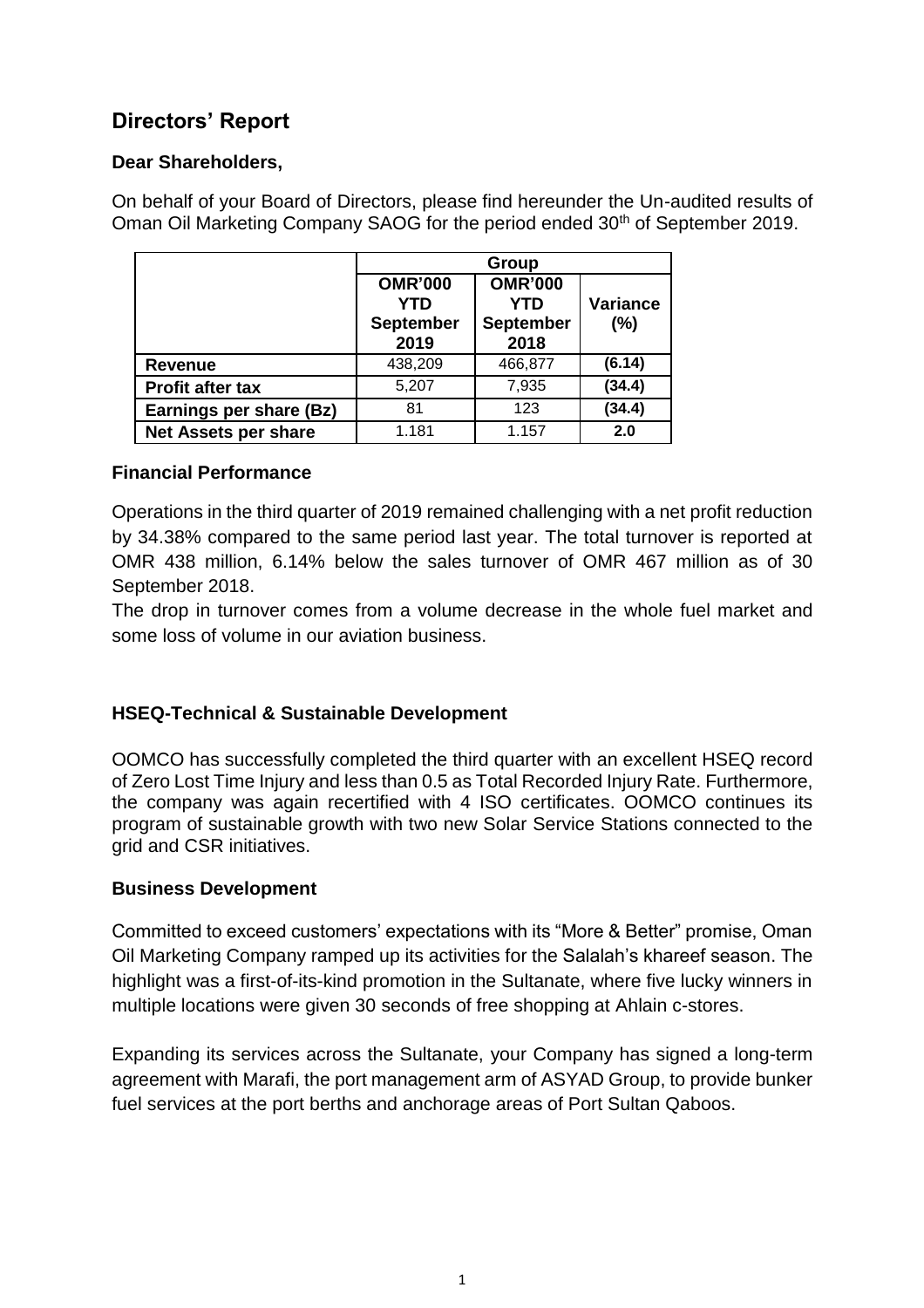## Directors' Report

**Dear Shareholders,**

On behalf of your Board of Directors, please find hereunder the Un-audited results of Oman Oil Marketing Company SAOG for the period ended 30th of September 2019.

| | Group | | |
|---|---|---|---|
| | **OMR'000 YTD September 2019** | **OMR'000 YTD September 2018** | **Variance (%)** |
| **Revenue** | 438,209 | 466,877 | **(6.14)** |
| **Profit after tax** | 5,207 | 7,935 | **(34.4)** |
| **Earnings per share (Bz)** | 81 | 123 | **(34.4)** |
| **Net Assets per share** | 1.181 | 1.157 | **2.0** |

**Financial Performance**

Operations in the third quarter of 2019 remained challenging with a net profit reduction by 34.38% compared to the same period last year. The total turnover is reported at OMR 438 million, 6.14% below the sales turnover of OMR 467 million as of 30 September 2018.

The drop in turnover comes from a volume decrease in the whole fuel market and some loss of volume in our aviation business.

**HSEQ-Technical & Sustainable Development**

OOMCO has successfully completed the third quarter with an excellent HSEQ record of Zero Lost Time Injury and less than 0.5 as Total Recorded Injury Rate. Furthermore, the company was again recertified with 4 ISO certificates. OOMCO continues its program of sustainable growth with two new Solar Service Stations connected to the grid and CSR initiatives.

**Business Development**

Committed to exceed customers' expectations with its "More & Better" promise, Oman Oil Marketing Company ramped up its activities for the Salalah's khareef season. The highlight was a first-of-its-kind promotion in the Sultanate, where five lucky winners in multiple locations were given 30 seconds of free shopping at Ahlain c-stores.

Expanding its services across the Sultanate, your Company has signed a long-term agreement with Marafi, the port management arm of ASYAD Group, to provide bunker fuel services at the port berths and anchorage areas of Port Sultan Qaboos.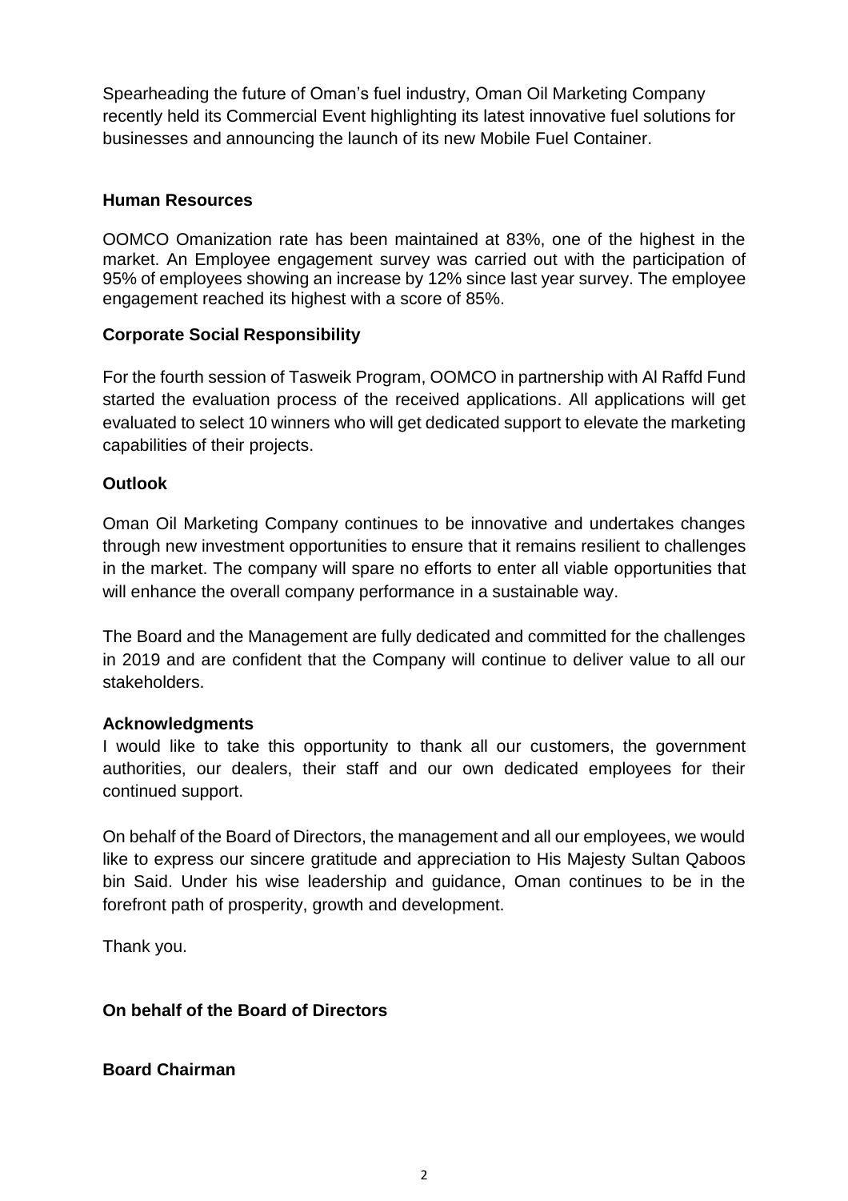Spearheading the future of Oman's fuel industry, Oman Oil Marketing Company recently held its Commercial Event highlighting its latest innovative fuel solutions for businesses and announcing the launch of its new Mobile Fuel Container.

## Human Resources

OOMCO Omanization rate has been maintained at 83%, one of the highest in the market. An Employee engagement survey was carried out with the participation of 95% of employees showing an increase by 12% since last year survey. The employee engagement reached its highest with a score of 85%.

## Corporate Social Responsibility

For the fourth session of Tasweik Program, OOMCO in partnership with Al Raffd Fund started the evaluation process of the received applications. All applications will get evaluated to select 10 winners who will get dedicated support to elevate the marketing capabilities of their projects.

## Outlook

Oman Oil Marketing Company continues to be innovative and undertakes changes through new investment opportunities to ensure that it remains resilient to challenges in the market. The company will spare no efforts to enter all viable opportunities that will enhance the overall company performance in a sustainable way.

The Board and the Management are fully dedicated and committed for the challenges in 2019 and are confident that the Company will continue to deliver value to all our stakeholders.

## Acknowledgments

I would like to take this opportunity to thank all our customers, the government authorities, our dealers, their staff and our own dedicated employees for their continued support.

On behalf of the Board of Directors, the management and all our employees, we would like to express our sincere gratitude and appreciation to His Majesty Sultan Qaboos bin Said. Under his wise leadership and guidance, Oman continues to be in the forefront path of prosperity, growth and development.

Thank you.

**On behalf of the Board of Directors**

**Board Chairman**